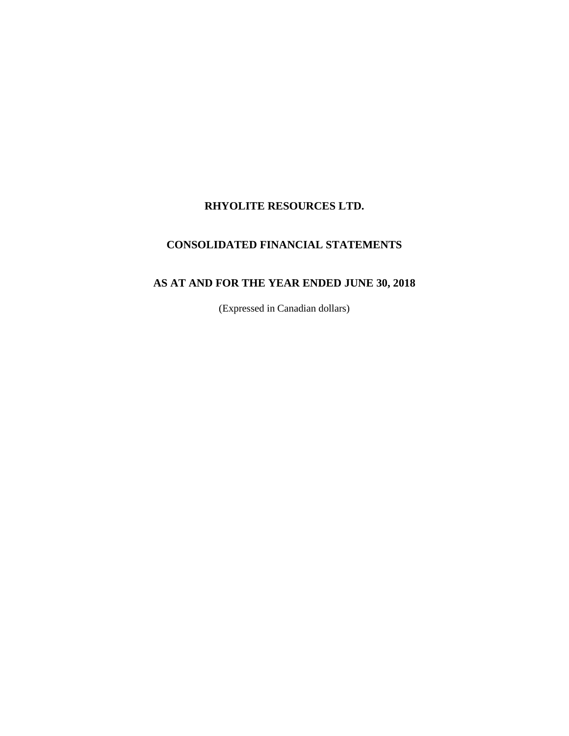# RHYOLITE RESOURCES LTD.

## CONSOLIDATED FINANCIAL STATEMENTS

## AS AT AND FOR THE YEAR ENDED JUNE 30, 2018

(Expressed in Canadian dollars)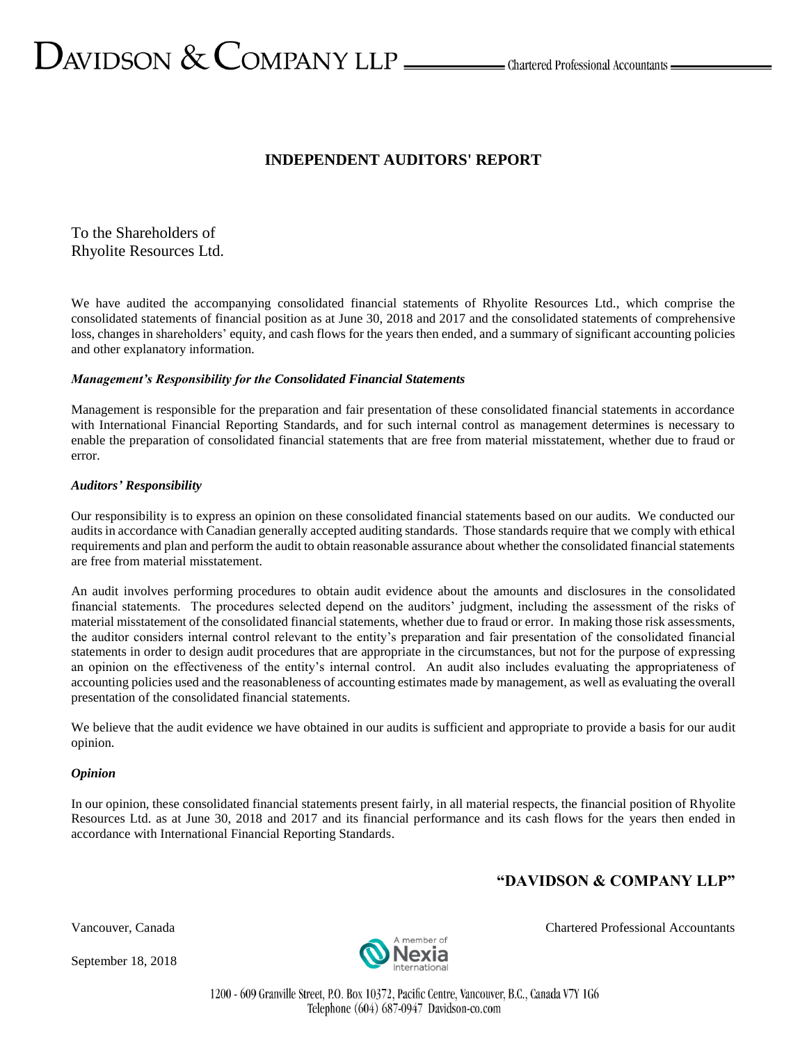# INDEPENDENT AUDITORS' REPORT

To the Shareholders of
Rhyolite Resources Ltd.

We have audited the accompanying consolidated financial statements of Rhyolite Resources Ltd., which comprise the consolidated statements of financial position as at June 30, 2018 and 2017 and the consolidated statements of comprehensive loss, changes in shareholders' equity, and cash flows for the years then ended, and a summary of significant accounting policies and other explanatory information.

### *Management's Responsibility for the Consolidated Financial Statements*

Management is responsible for the preparation and fair presentation of these consolidated financial statements in accordance with International Financial Reporting Standards, and for such internal control as management determines is necessary to enable the preparation of consolidated financial statements that are free from material misstatement, whether due to fraud or error.

### *Auditors' Responsibility*

Our responsibility is to express an opinion on these consolidated financial statements based on our audits. We conducted our audits in accordance with Canadian generally accepted auditing standards. Those standards require that we comply with ethical requirements and plan and perform the audit to obtain reasonable assurance about whether the consolidated financial statements are free from material misstatement.

An audit involves performing procedures to obtain audit evidence about the amounts and disclosures in the consolidated financial statements. The procedures selected depend on the auditors' judgment, including the assessment of the risks of material misstatement of the consolidated financial statements, whether due to fraud or error. In making those risk assessments, the auditor considers internal control relevant to the entity's preparation and fair presentation of the consolidated financial statements in order to design audit procedures that are appropriate in the circumstances, but not for the purpose of expressing an opinion on the effectiveness of the entity's internal control. An audit also includes evaluating the appropriateness of accounting policies used and the reasonableness of accounting estimates made by management, as well as evaluating the overall presentation of the consolidated financial statements.

We believe that the audit evidence we have obtained in our audits is sufficient and appropriate to provide a basis for our audit opinion.

### *Opinion*

In our opinion, these consolidated financial statements present fairly, in all material respects, the financial position of Rhyolite Resources Ltd. as at June 30, 2018 and 2017 and its financial performance and its cash flows for the years then ended in accordance with International Financial Reporting Standards.

**"DAVIDSON & COMPANY LLP"**

Vancouver, Canada

Chartered Professional Accountants

September 18, 2018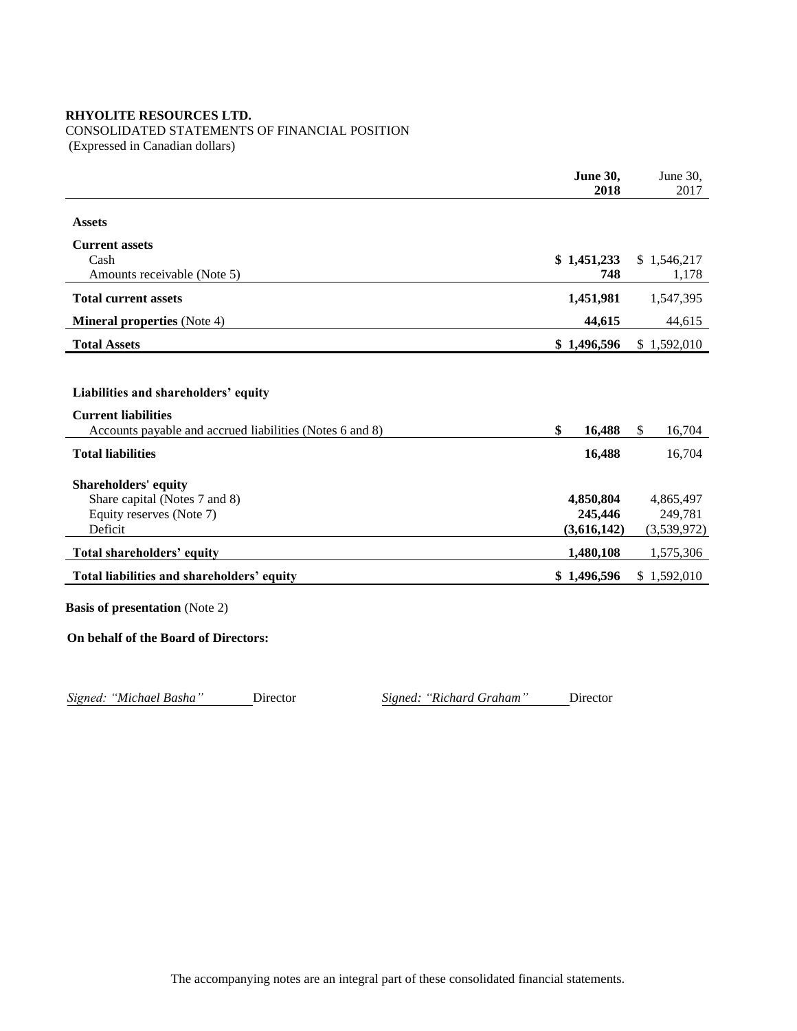**RHYOLITE RESOURCES LTD.**

CONSOLIDATED STATEMENTS OF FINANCIAL POSITION

(Expressed in Canadian dollars)

| | **June 30, 2018** | June 30, 2017 |
|---|---|---|
| **Assets** | | |
| **Current assets** | | |
| Cash | **$ 1,451,233** | $ 1,546,217 |
| Amounts receivable (Note 5) | **748** | 1,178 |
| **Total current assets** | **1,451,981** | 1,547,395 |
| **Mineral properties** (Note 4) | **44,615** | 44,615 |
| **Total Assets** | **$ 1,496,596** | $ 1,592,010 |
| | | |
| **Liabilities and shareholders' equity** | | |
| **Current liabilities** | | |
| Accounts payable and accrued liabilities (Notes 6 and 8) | **$ 16,488** | $ 16,704 |
| **Total liabilities** | **16,488** | 16,704 |
| **Shareholders' equity** | | |
| Share capital (Notes 7 and 8) | **4,850,804** | 4,865,497 |
| Equity reserves (Note 7) | **245,446** | 249,781 |
| Deficit | **(3,616,142)** | (3,539,972) |
| **Total shareholders' equity** | **1,480,108** | 1,575,306 |
| **Total liabilities and shareholders' equity** | **$ 1,496,596** | $ 1,592,010 |

**Basis of presentation** (Note 2)

**On behalf of the Board of Directors:**

*Signed: "Michael Basha"* Director *Signed: "Richard Graham"* Director

The accompanying notes are an integral part of these consolidated financial statements.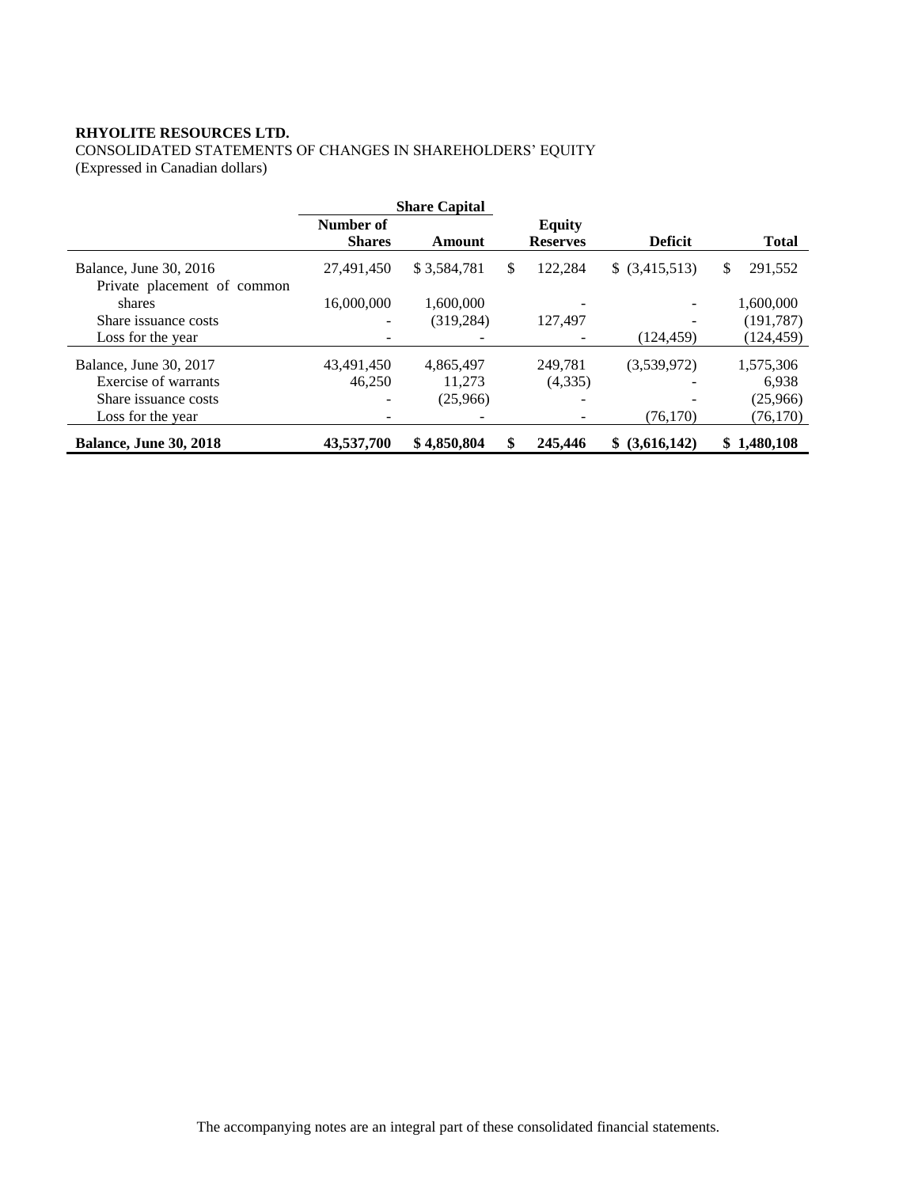**RHYOLITE RESOURCES LTD.**
CONSOLIDATED STATEMENTS OF CHANGES IN SHAREHOLDERS' EQUITY
(Expressed in Canadian dollars)

| | Share Capital | | | | |
|---|---|---|---|---|---|
| | **Number of Shares** | **Amount** | **Equity Reserves** | **Deficit** | **Total** |
| Balance, June 30, 2016 | 27,491,450 | $ 3,584,781 | $ 122,284 | $ (3,415,513) | $ 291,552 |
| Private placement of common shares | 16,000,000 | 1,600,000 | - | - | 1,600,000 |
| Share issuance costs | - | (319,284) | 127,497 | - | (191,787) |
| Loss for the year | - | - | - | (124,459) | (124,459) |
| Balance, June 30, 2017 | 43,491,450 | 4,865,497 | 249,781 | (3,539,972) | 1,575,306 |
| Exercise of warrants | 46,250 | 11,273 | (4,335) | - | 6,938 |
| Share issuance costs | - | (25,966) | - | - | (25,966) |
| Loss for the year | - | - | - | (76,170) | (76,170) |
| **Balance, June 30, 2018** | **43,537,700** | **$ 4,850,804** | **$ 245,446** | **$ (3,616,142)** | **$ 1,480,108** |

The accompanying notes are an integral part of these consolidated financial statements.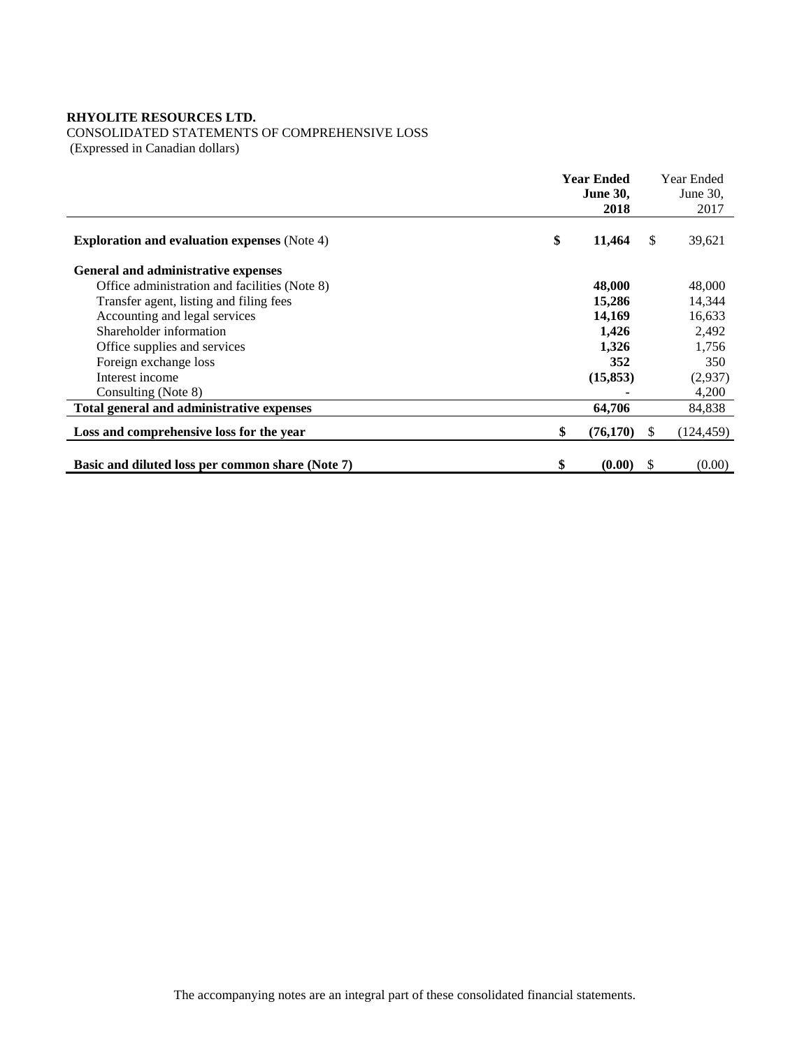**RHYOLITE RESOURCES LTD.**

CONSOLIDATED STATEMENTS OF COMPREHENSIVE LOSS

(Expressed in Canadian dollars)

| | Year Ended June 30, 2018 | Year Ended June 30, 2017 |
|---|---|---|
| **Exploration and evaluation expenses** (Note 4) | **$ 11,464** | $ 39,621 |
| **General and administrative expenses** | | |
| Office administration and facilities (Note 8) | **48,000** | 48,000 |
| Transfer agent, listing and filing fees | **15,286** | 14,344 |
| Accounting and legal services | **14,169** | 16,633 |
| Shareholder information | **1,426** | 2,492 |
| Office supplies and services | **1,326** | 1,756 |
| Foreign exchange loss | **352** | 350 |
| Interest income | **(15,853)** | (2,937) |
| Consulting (Note 8) | **-** | 4,200 |
| **Total general and administrative expenses** | **64,706** | 84,838 |
| **Loss and comprehensive loss for the year** | **$ (76,170)** | $ (124,459) |
| **Basic and diluted loss per common share (Note 7)** | **$ (0.00)** | $ (0.00) |

The accompanying notes are an integral part of these consolidated financial statements.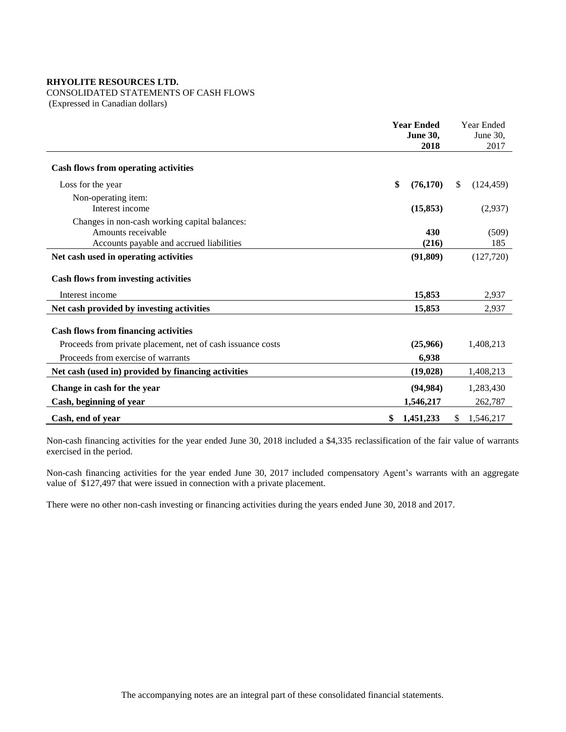**RHYOLITE RESOURCES LTD.**
CONSOLIDATED STATEMENTS OF CASH FLOWS
(Expressed in Canadian dollars)

| | **Year Ended June 30, 2018** | Year Ended June 30, 2017 |
|---|---|---|
| **Cash flows from operating activities** | | |
| Loss for the year | **$ (76,170)** | $ (124,459) |
| Non-operating item: | | |
| Interest income | **(15,853)** | (2,937) |
| Changes in non-cash working capital balances: | | |
| Amounts receivable | **430** | (509) |
| Accounts payable and accrued liabilities | **(216)** | 185 |
| **Net cash used in operating activities** | **(91,809)** | (127,720) |
| **Cash flows from investing activities** | | |
| Interest income | **15,853** | 2,937 |
| **Net cash provided by investing activities** | **15,853** | 2,937 |
| **Cash flows from financing activities** | | |
| Proceeds from private placement, net of cash issuance costs | **(25,966)** | 1,408,213 |
| Proceeds from exercise of warrants | **6,938** | |
| **Net cash (used in) provided by financing activities** | **(19,028)** | 1,408,213 |
| **Change in cash for the year** | **(94,984)** | 1,283,430 |
| **Cash, beginning of year** | **1,546,217** | 262,787 |
| **Cash, end of year** | **$ 1,451,233** | $ 1,546,217 |

Non-cash financing activities for the year ended June 30, 2018 included a $4,335 reclassification of the fair value of warrants exercised in the period.

Non-cash financing activities for the year ended June 30, 2017 included compensatory Agent's warrants with an aggregate value of $127,497 that were issued in connection with a private placement.

There were no other non-cash investing or financing activities during the years ended June 30, 2018 and 2017.

The accompanying notes are an integral part of these consolidated financial statements.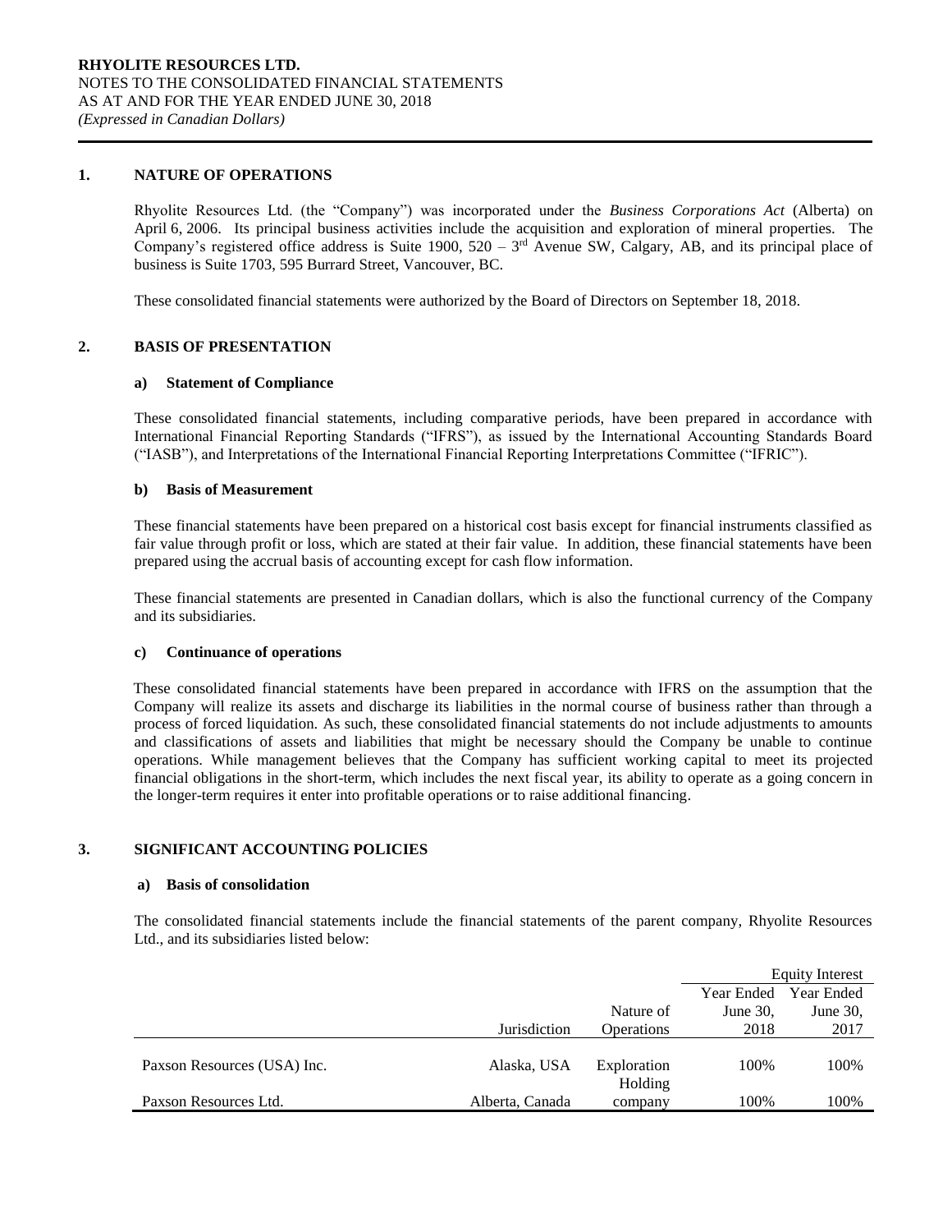## 1. NATURE OF OPERATIONS

Rhyolite Resources Ltd. (the "Company") was incorporated under the *Business Corporations Act* (Alberta) on April 6, 2006. Its principal business activities include the acquisition and exploration of mineral properties. The Company's registered office address is Suite 1900, 520 – 3rd Avenue SW, Calgary, AB, and its principal place of business is Suite 1703, 595 Burrard Street, Vancouver, BC.

These consolidated financial statements were authorized by the Board of Directors on September 18, 2018.

## 2. BASIS OF PRESENTATION

### a) Statement of Compliance

These consolidated financial statements, including comparative periods, have been prepared in accordance with International Financial Reporting Standards ("IFRS"), as issued by the International Accounting Standards Board ("IASB"), and Interpretations of the International Financial Reporting Interpretations Committee ("IFRIC").

### b) Basis of Measurement

These financial statements have been prepared on a historical cost basis except for financial instruments classified as fair value through profit or loss, which are stated at their fair value. In addition, these financial statements have been prepared using the accrual basis of accounting except for cash flow information.

These financial statements are presented in Canadian dollars, which is also the functional currency of the Company and its subsidiaries.

### c) Continuance of operations

These consolidated financial statements have been prepared in accordance with IFRS on the assumption that the Company will realize its assets and discharge its liabilities in the normal course of business rather than through a process of forced liquidation. As such, these consolidated financial statements do not include adjustments to amounts and classifications of assets and liabilities that might be necessary should the Company be unable to continue operations. While management believes that the Company has sufficient working capital to meet its projected financial obligations in the short-term, which includes the next fiscal year, its ability to operate as a going concern in the longer-term requires it enter into profitable operations or to raise additional financing.

## 3. SIGNIFICANT ACCOUNTING POLICIES

### a) Basis of consolidation

The consolidated financial statements include the financial statements of the parent company, Rhyolite Resources Ltd., and its subsidiaries listed below:

| | | | Equity Interest | |
|---|---|---|---|---|
| | Jurisdiction | Nature of Operations | Year Ended June 30, 2018 | Year Ended June 30, 2017 |
| Paxson Resources (USA) Inc. | Alaska, USA | Exploration | 100% | 100% |
| Paxson Resources Ltd. | Alberta, Canada | Holding company | 100% | 100% |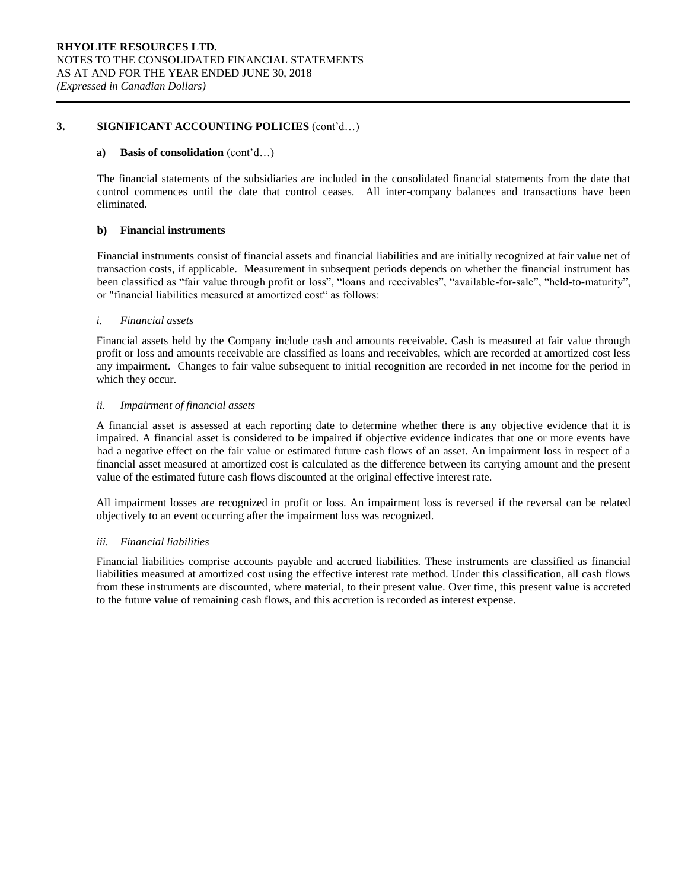## 3. SIGNIFICANT ACCOUNTING POLICIES (cont'd…)

### a) Basis of consolidation (cont'd…)

The financial statements of the subsidiaries are included in the consolidated financial statements from the date that control commences until the date that control ceases. All inter-company balances and transactions have been eliminated.

### b) Financial instruments

Financial instruments consist of financial assets and financial liabilities and are initially recognized at fair value net of transaction costs, if applicable. Measurement in subsequent periods depends on whether the financial instrument has been classified as "fair value through profit or loss", "loans and receivables", "available-for-sale", "held-to-maturity", or "financial liabilities measured at amortized cost" as follows:

#### *i. Financial assets*

Financial assets held by the Company include cash and amounts receivable. Cash is measured at fair value through profit or loss and amounts receivable are classified as loans and receivables, which are recorded at amortized cost less any impairment. Changes to fair value subsequent to initial recognition are recorded in net income for the period in which they occur.

#### *ii. Impairment of financial assets*

A financial asset is assessed at each reporting date to determine whether there is any objective evidence that it is impaired. A financial asset is considered to be impaired if objective evidence indicates that one or more events have had a negative effect on the fair value or estimated future cash flows of an asset. An impairment loss in respect of a financial asset measured at amortized cost is calculated as the difference between its carrying amount and the present value of the estimated future cash flows discounted at the original effective interest rate.

All impairment losses are recognized in profit or loss. An impairment loss is reversed if the reversal can be related objectively to an event occurring after the impairment loss was recognized.

#### *iii. Financial liabilities*

Financial liabilities comprise accounts payable and accrued liabilities. These instruments are classified as financial liabilities measured at amortized cost using the effective interest rate method. Under this classification, all cash flows from these instruments are discounted, where material, to their present value. Over time, this present value is accreted to the future value of remaining cash flows, and this accretion is recorded as interest expense.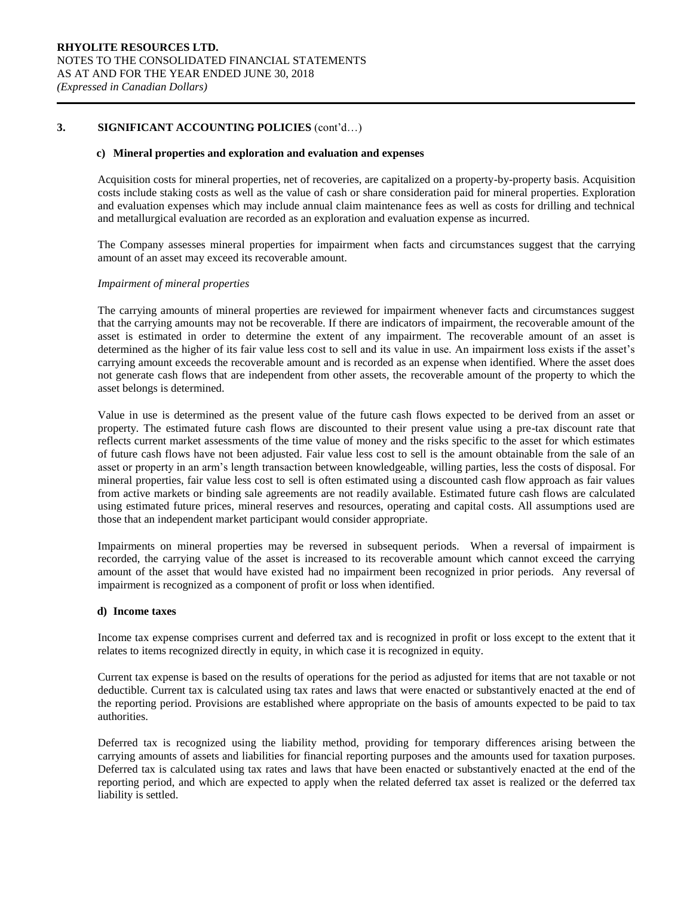## 3. SIGNIFICANT ACCOUNTING POLICIES (cont'd…)

### c) Mineral properties and exploration and evaluation and expenses

Acquisition costs for mineral properties, net of recoveries, are capitalized on a property-by-property basis. Acquisition costs include staking costs as well as the value of cash or share consideration paid for mineral properties. Exploration and evaluation expenses which may include annual claim maintenance fees as well as costs for drilling and technical and metallurgical evaluation are recorded as an exploration and evaluation expense as incurred.

The Company assesses mineral properties for impairment when facts and circumstances suggest that the carrying amount of an asset may exceed its recoverable amount.

*Impairment of mineral properties*

The carrying amounts of mineral properties are reviewed for impairment whenever facts and circumstances suggest that the carrying amounts may not be recoverable. If there are indicators of impairment, the recoverable amount of the asset is estimated in order to determine the extent of any impairment. The recoverable amount of an asset is determined as the higher of its fair value less cost to sell and its value in use. An impairment loss exists if the asset's carrying amount exceeds the recoverable amount and is recorded as an expense when identified. Where the asset does not generate cash flows that are independent from other assets, the recoverable amount of the property to which the asset belongs is determined.

Value in use is determined as the present value of the future cash flows expected to be derived from an asset or property. The estimated future cash flows are discounted to their present value using a pre-tax discount rate that reflects current market assessments of the time value of money and the risks specific to the asset for which estimates of future cash flows have not been adjusted. Fair value less cost to sell is the amount obtainable from the sale of an asset or property in an arm's length transaction between knowledgeable, willing parties, less the costs of disposal. For mineral properties, fair value less cost to sell is often estimated using a discounted cash flow approach as fair values from active markets or binding sale agreements are not readily available. Estimated future cash flows are calculated using estimated future prices, mineral reserves and resources, operating and capital costs. All assumptions used are those that an independent market participant would consider appropriate.

Impairments on mineral properties may be reversed in subsequent periods. When a reversal of impairment is recorded, the carrying value of the asset is increased to its recoverable amount which cannot exceed the carrying amount of the asset that would have existed had no impairment been recognized in prior periods. Any reversal of impairment is recognized as a component of profit or loss when identified.

### d) Income taxes

Income tax expense comprises current and deferred tax and is recognized in profit or loss except to the extent that it relates to items recognized directly in equity, in which case it is recognized in equity.

Current tax expense is based on the results of operations for the period as adjusted for items that are not taxable or not deductible. Current tax is calculated using tax rates and laws that were enacted or substantively enacted at the end of the reporting period. Provisions are established where appropriate on the basis of amounts expected to be paid to tax authorities.

Deferred tax is recognized using the liability method, providing for temporary differences arising between the carrying amounts of assets and liabilities for financial reporting purposes and the amounts used for taxation purposes. Deferred tax is calculated using tax rates and laws that have been enacted or substantively enacted at the end of the reporting period, and which are expected to apply when the related deferred tax asset is realized or the deferred tax liability is settled.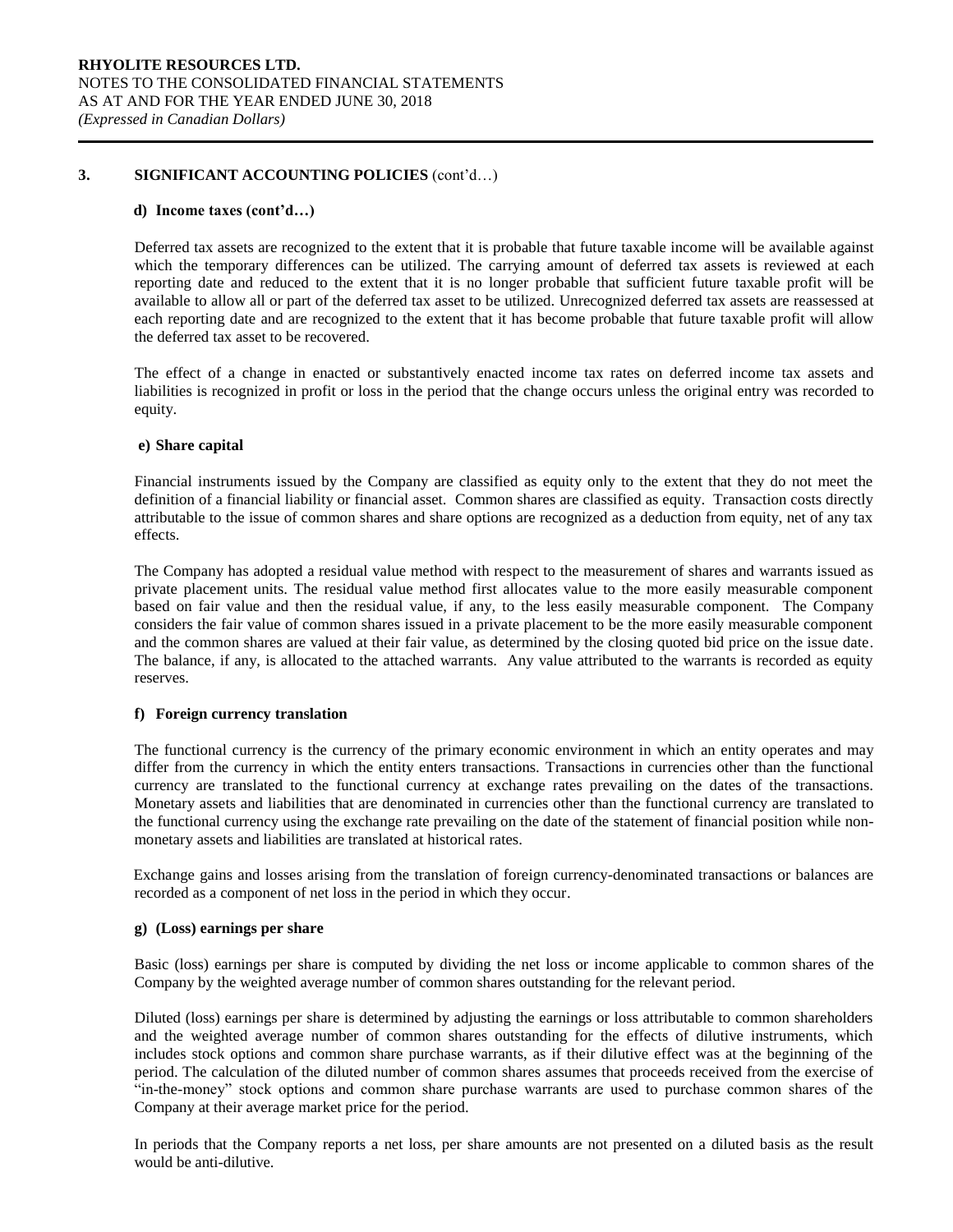## 3. SIGNIFICANT ACCOUNTING POLICIES (cont'd…)

### d) Income taxes (cont'd…)

Deferred tax assets are recognized to the extent that it is probable that future taxable income will be available against which the temporary differences can be utilized. The carrying amount of deferred tax assets is reviewed at each reporting date and reduced to the extent that it is no longer probable that sufficient future taxable profit will be available to allow all or part of the deferred tax asset to be utilized. Unrecognized deferred tax assets are reassessed at each reporting date and are recognized to the extent that it has become probable that future taxable profit will allow the deferred tax asset to be recovered.

The effect of a change in enacted or substantively enacted income tax rates on deferred income tax assets and liabilities is recognized in profit or loss in the period that the change occurs unless the original entry was recorded to equity.

### e) Share capital

Financial instruments issued by the Company are classified as equity only to the extent that they do not meet the definition of a financial liability or financial asset. Common shares are classified as equity. Transaction costs directly attributable to the issue of common shares and share options are recognized as a deduction from equity, net of any tax effects.

The Company has adopted a residual value method with respect to the measurement of shares and warrants issued as private placement units. The residual value method first allocates value to the more easily measurable component based on fair value and then the residual value, if any, to the less easily measurable component. The Company considers the fair value of common shares issued in a private placement to be the more easily measurable component and the common shares are valued at their fair value, as determined by the closing quoted bid price on the issue date. The balance, if any, is allocated to the attached warrants. Any value attributed to the warrants is recorded as equity reserves.

### f) Foreign currency translation

The functional currency is the currency of the primary economic environment in which an entity operates and may differ from the currency in which the entity enters transactions. Transactions in currencies other than the functional currency are translated to the functional currency at exchange rates prevailing on the dates of the transactions. Monetary assets and liabilities that are denominated in currencies other than the functional currency are translated to the functional currency using the exchange rate prevailing on the date of the statement of financial position while non-monetary assets and liabilities are translated at historical rates.

Exchange gains and losses arising from the translation of foreign currency-denominated transactions or balances are recorded as a component of net loss in the period in which they occur.

### g) (Loss) earnings per share

Basic (loss) earnings per share is computed by dividing the net loss or income applicable to common shares of the Company by the weighted average number of common shares outstanding for the relevant period.

Diluted (loss) earnings per share is determined by adjusting the earnings or loss attributable to common shareholders and the weighted average number of common shares outstanding for the effects of dilutive instruments, which includes stock options and common share purchase warrants, as if their dilutive effect was at the beginning of the period. The calculation of the diluted number of common shares assumes that proceeds received from the exercise of "in-the-money" stock options and common share purchase warrants are used to purchase common shares of the Company at their average market price for the period.

In periods that the Company reports a net loss, per share amounts are not presented on a diluted basis as the result would be anti-dilutive.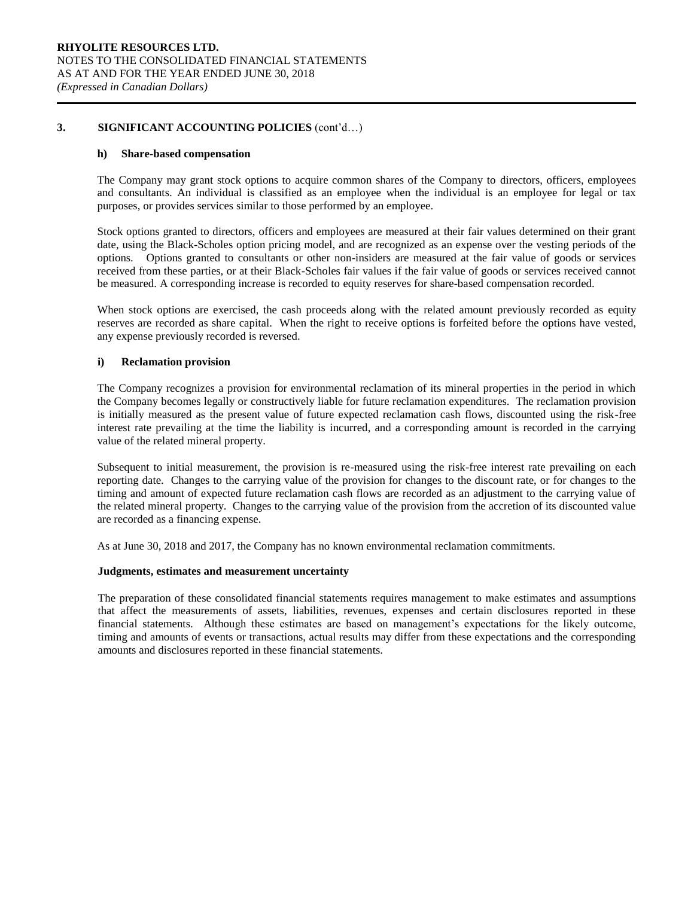## 3. SIGNIFICANT ACCOUNTING POLICIES (cont'd…)

### h) Share-based compensation

The Company may grant stock options to acquire common shares of the Company to directors, officers, employees and consultants. An individual is classified as an employee when the individual is an employee for legal or tax purposes, or provides services similar to those performed by an employee.

Stock options granted to directors, officers and employees are measured at their fair values determined on their grant date, using the Black-Scholes option pricing model, and are recognized as an expense over the vesting periods of the options. Options granted to consultants or other non-insiders are measured at the fair value of goods or services received from these parties, or at their Black-Scholes fair values if the fair value of goods or services received cannot be measured. A corresponding increase is recorded to equity reserves for share-based compensation recorded.

When stock options are exercised, the cash proceeds along with the related amount previously recorded as equity reserves are recorded as share capital. When the right to receive options is forfeited before the options have vested, any expense previously recorded is reversed.

### i) Reclamation provision

The Company recognizes a provision for environmental reclamation of its mineral properties in the period in which the Company becomes legally or constructively liable for future reclamation expenditures. The reclamation provision is initially measured as the present value of future expected reclamation cash flows, discounted using the risk-free interest rate prevailing at the time the liability is incurred, and a corresponding amount is recorded in the carrying value of the related mineral property.

Subsequent to initial measurement, the provision is re-measured using the risk-free interest rate prevailing on each reporting date. Changes to the carrying value of the provision for changes to the discount rate, or for changes to the timing and amount of expected future reclamation cash flows are recorded as an adjustment to the carrying value of the related mineral property. Changes to the carrying value of the provision from the accretion of its discounted value are recorded as a financing expense.

As at June 30, 2018 and 2017, the Company has no known environmental reclamation commitments.

### Judgments, estimates and measurement uncertainty

The preparation of these consolidated financial statements requires management to make estimates and assumptions that affect the measurements of assets, liabilities, revenues, expenses and certain disclosures reported in these financial statements. Although these estimates are based on management's expectations for the likely outcome, timing and amounts of events or transactions, actual results may differ from these expectations and the corresponding amounts and disclosures reported in these financial statements.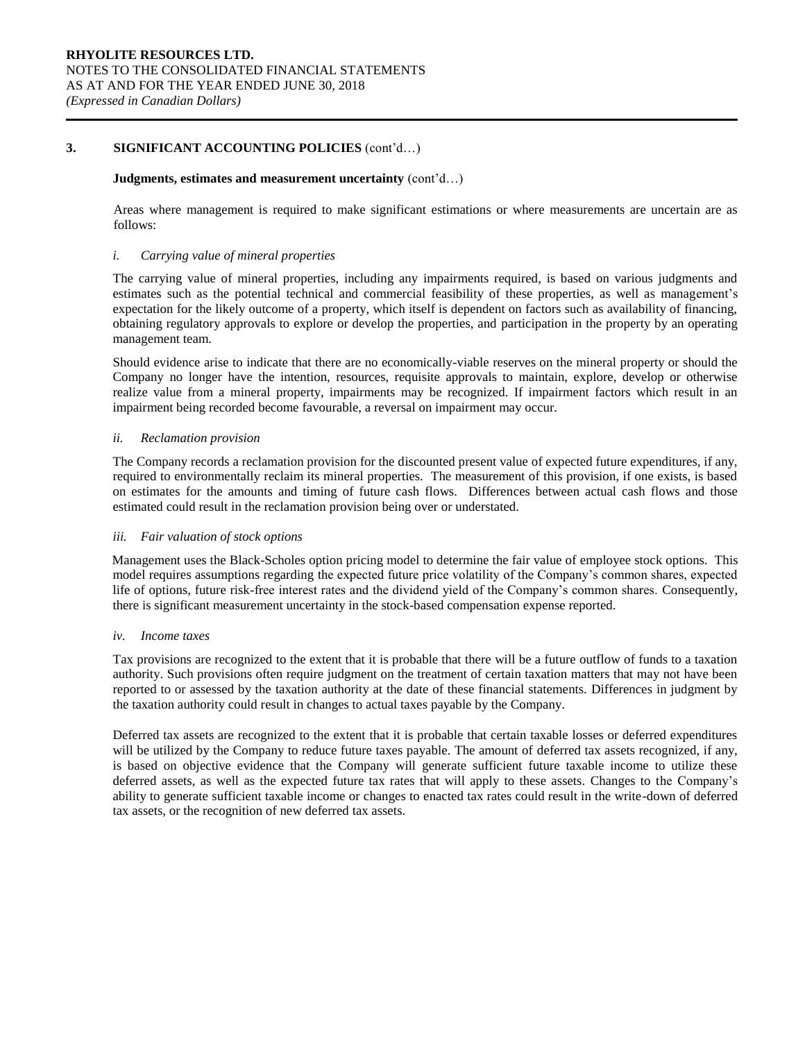## 3. SIGNIFICANT ACCOUNTING POLICIES (cont'd…)

**Judgments, estimates and measurement uncertainty** (cont'd…)

Areas where management is required to make significant estimations or where measurements are uncertain are as follows:

*i. Carrying value of mineral properties*

The carrying value of mineral properties, including any impairments required, is based on various judgments and estimates such as the potential technical and commercial feasibility of these properties, as well as management's expectation for the likely outcome of a property, which itself is dependent on factors such as availability of financing, obtaining regulatory approvals to explore or develop the properties, and participation in the property by an operating management team.

Should evidence arise to indicate that there are no economically-viable reserves on the mineral property or should the Company no longer have the intention, resources, requisite approvals to maintain, explore, develop or otherwise realize value from a mineral property, impairments may be recognized. If impairment factors which result in an impairment being recorded become favourable, a reversal on impairment may occur.

*ii. Reclamation provision*

The Company records a reclamation provision for the discounted present value of expected future expenditures, if any, required to environmentally reclaim its mineral properties. The measurement of this provision, if one exists, is based on estimates for the amounts and timing of future cash flows. Differences between actual cash flows and those estimated could result in the reclamation provision being over or understated.

*iii. Fair valuation of stock options*

Management uses the Black-Scholes option pricing model to determine the fair value of employee stock options. This model requires assumptions regarding the expected future price volatility of the Company's common shares, expected life of options, future risk-free interest rates and the dividend yield of the Company's common shares. Consequently, there is significant measurement uncertainty in the stock-based compensation expense reported.

*iv. Income taxes*

Tax provisions are recognized to the extent that it is probable that there will be a future outflow of funds to a taxation authority. Such provisions often require judgment on the treatment of certain taxation matters that may not have been reported to or assessed by the taxation authority at the date of these financial statements. Differences in judgment by the taxation authority could result in changes to actual taxes payable by the Company.

Deferred tax assets are recognized to the extent that it is probable that certain taxable losses or deferred expenditures will be utilized by the Company to reduce future taxes payable. The amount of deferred tax assets recognized, if any, is based on objective evidence that the Company will generate sufficient future taxable income to utilize these deferred assets, as well as the expected future tax rates that will apply to these assets. Changes to the Company's ability to generate sufficient taxable income or changes to enacted tax rates could result in the write-down of deferred tax assets, or the recognition of new deferred tax assets.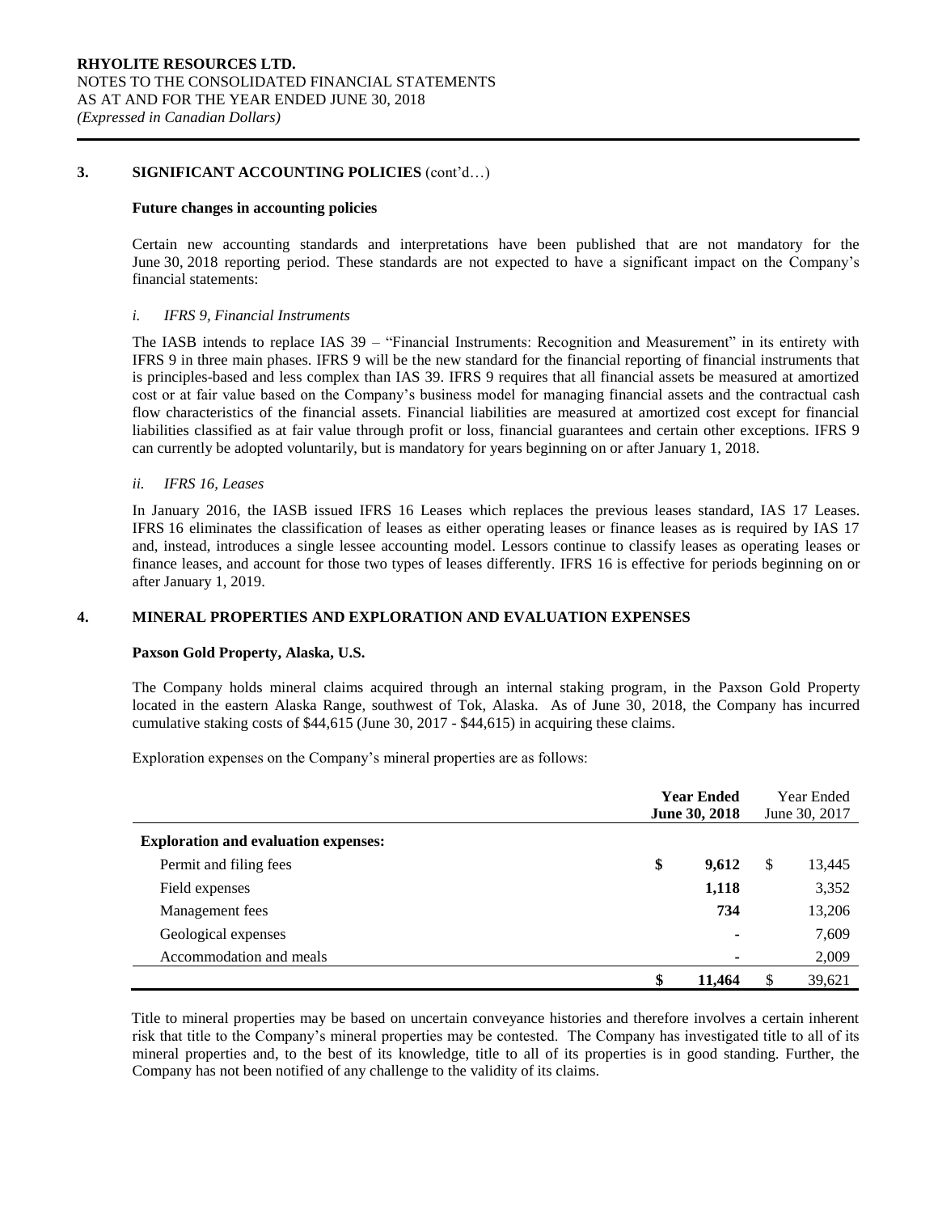## 3. SIGNIFICANT ACCOUNTING POLICIES (cont'd…)

### Future changes in accounting policies

Certain new accounting standards and interpretations have been published that are not mandatory for the June 30, 2018 reporting period. These standards are not expected to have a significant impact on the Company's financial statements:

*i. IFRS 9, Financial Instruments*

The IASB intends to replace IAS 39 – "Financial Instruments: Recognition and Measurement" in its entirety with IFRS 9 in three main phases. IFRS 9 will be the new standard for the financial reporting of financial instruments that is principles-based and less complex than IAS 39. IFRS 9 requires that all financial assets be measured at amortized cost or at fair value based on the Company's business model for managing financial assets and the contractual cash flow characteristics of the financial assets. Financial liabilities are measured at amortized cost except for financial liabilities classified as at fair value through profit or loss, financial guarantees and certain other exceptions. IFRS 9 can currently be adopted voluntarily, but is mandatory for years beginning on or after January 1, 2018.

*ii. IFRS 16, Leases*

In January 2016, the IASB issued IFRS 16 Leases which replaces the previous leases standard, IAS 17 Leases. IFRS 16 eliminates the classification of leases as either operating leases or finance leases as is required by IAS 17 and, instead, introduces a single lessee accounting model. Lessors continue to classify leases as operating leases or finance leases, and account for those two types of leases differently. IFRS 16 is effective for periods beginning on or after January 1, 2019.

## 4. MINERAL PROPERTIES AND EXPLORATION AND EVALUATION EXPENSES

### Paxson Gold Property, Alaska, U.S.

The Company holds mineral claims acquired through an internal staking program, in the Paxson Gold Property located in the eastern Alaska Range, southwest of Tok, Alaska. As of June 30, 2018, the Company has incurred cumulative staking costs of $44,615 (June 30, 2017 - $44,615) in acquiring these claims.

Exploration expenses on the Company's mineral properties are as follows:

| | **Year Ended June 30, 2018** | Year Ended June 30, 2017 |
|---|---|---|
| **Exploration and evaluation expenses:** | | |
| Permit and filing fees | **$ 9,612** | $ 13,445 |
| Field expenses | **1,118** | 3,352 |
| Management fees | **734** | 13,206 |
| Geological expenses | **-** | 7,609 |
| Accommodation and meals | **-** | 2,009 |
| | **$ 11,464** | $ 39,621 |

Title to mineral properties may be based on uncertain conveyance histories and therefore involves a certain inherent risk that title to the Company's mineral properties may be contested. The Company has investigated title to all of its mineral properties and, to the best of its knowledge, title to all of its properties is in good standing. Further, the Company has not been notified of any challenge to the validity of its claims.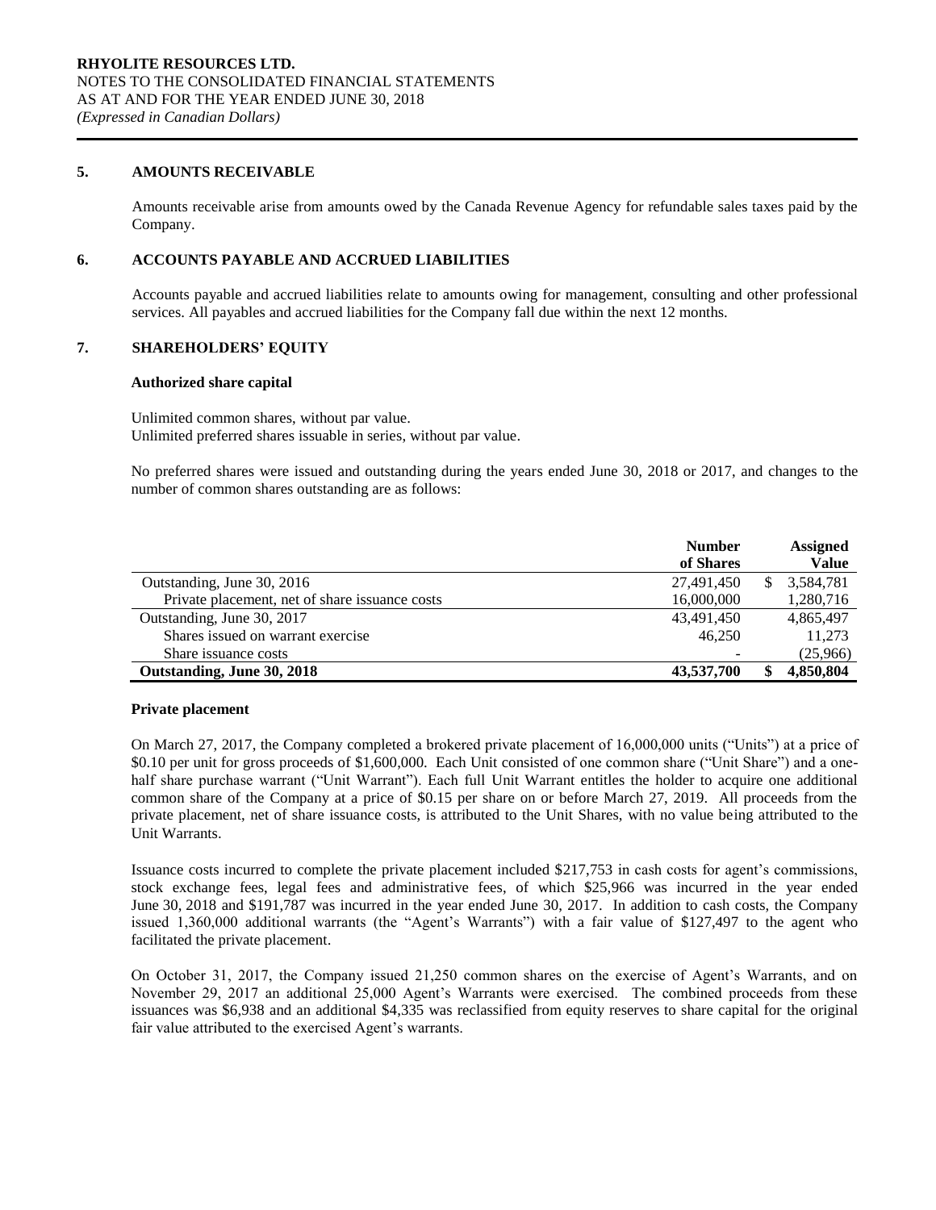## 5. AMOUNTS RECEIVABLE

Amounts receivable arise from amounts owed by the Canada Revenue Agency for refundable sales taxes paid by the Company.

## 6. ACCOUNTS PAYABLE AND ACCRUED LIABILITIES

Accounts payable and accrued liabilities relate to amounts owing for management, consulting and other professional services. All payables and accrued liabilities for the Company fall due within the next 12 months.

## 7. SHAREHOLDERS' EQUITY

### Authorized share capital

Unlimited common shares, without par value.
Unlimited preferred shares issuable in series, without par value.

No preferred shares were issued and outstanding during the years ended June 30, 2018 or 2017, and changes to the number of common shares outstanding are as follows:

| | Number of Shares | Assigned Value |
|---|---|---|
| Outstanding, June 30, 2016 | 27,491,450 | $ 3,584,781 |
| Private placement, net of share issuance costs | 16,000,000 | 1,280,716 |
| Outstanding, June 30, 2017 | 43,491,450 | 4,865,497 |
| Shares issued on warrant exercise | 46,250 | 11,273 |
| Share issuance costs | - | (25,966) |
| **Outstanding, June 30, 2018** | **43,537,700** | **$ 4,850,804** |

### Private placement

On March 27, 2017, the Company completed a brokered private placement of 16,000,000 units ("Units") at a price of $0.10 per unit for gross proceeds of $1,600,000. Each Unit consisted of one common share ("Unit Share") and a one-half share purchase warrant ("Unit Warrant"). Each full Unit Warrant entitles the holder to acquire one additional common share of the Company at a price of $0.15 per share on or before March 27, 2019. All proceeds from the private placement, net of share issuance costs, is attributed to the Unit Shares, with no value being attributed to the Unit Warrants.

Issuance costs incurred to complete the private placement included $217,753 in cash costs for agent's commissions, stock exchange fees, legal fees and administrative fees, of which $25,966 was incurred in the year ended June 30, 2018 and $191,787 was incurred in the year ended June 30, 2017. In addition to cash costs, the Company issued 1,360,000 additional warrants (the "Agent's Warrants") with a fair value of $127,497 to the agent who facilitated the private placement.

On October 31, 2017, the Company issued 21,250 common shares on the exercise of Agent's Warrants, and on November 29, 2017 an additional 25,000 Agent's Warrants were exercised. The combined proceeds from these issuances was $6,938 and an additional $4,335 was reclassified from equity reserves to share capital for the original fair value attributed to the exercised Agent's warrants.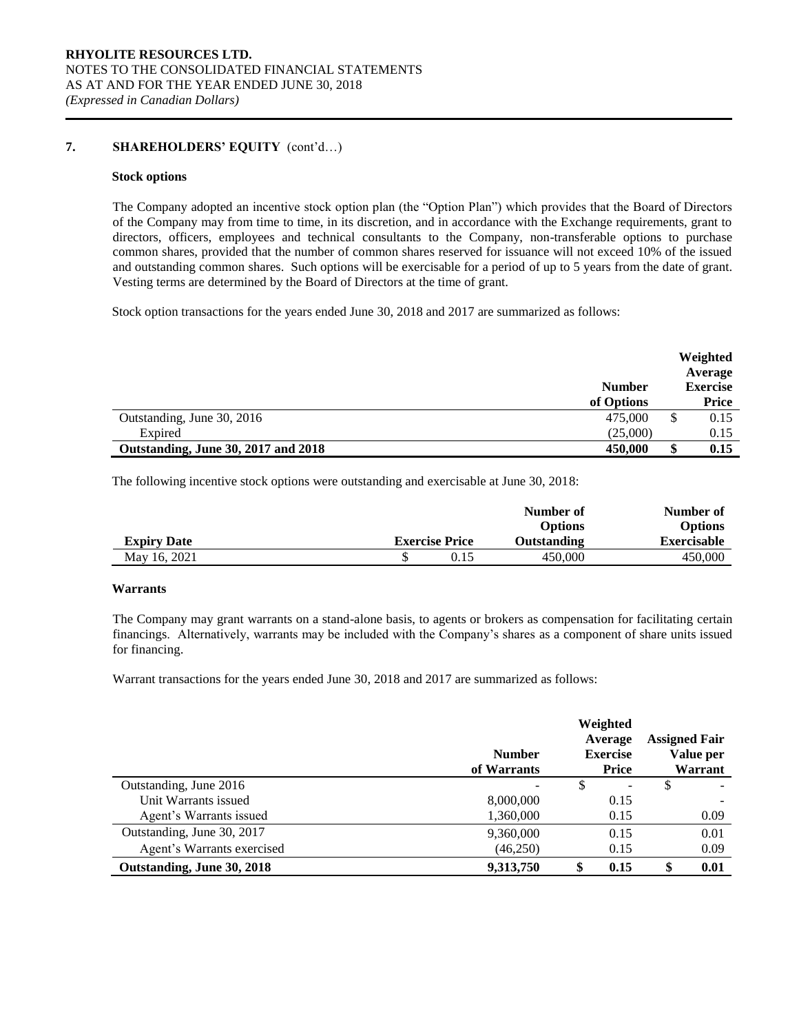RHYOLITE RESOURCES LTD.
NOTES TO THE CONSOLIDATED FINANCIAL STATEMENTS
AS AT AND FOR THE YEAR ENDED JUNE 30, 2018
*(Expressed in Canadian Dollars)*

## 7. SHAREHOLDERS' EQUITY (cont'd…)

### Stock options

The Company adopted an incentive stock option plan (the "Option Plan") which provides that the Board of Directors of the Company may from time to time, in its discretion, and in accordance with the Exchange requirements, grant to directors, officers, employees and technical consultants to the Company, non-transferable options to purchase common shares, provided that the number of common shares reserved for issuance will not exceed 10% of the issued and outstanding common shares. Such options will be exercisable for a period of up to 5 years from the date of grant. Vesting terms are determined by the Board of Directors at the time of grant.

Stock option transactions for the years ended June 30, 2018 and 2017 are summarized as follows:

| | Number of Options | Weighted Average Exercise Price |
|---|---|---|
| Outstanding, June 30, 2016 | 475,000 | $ 0.15 |
| Expired | (25,000) | 0.15 |
| **Outstanding, June 30, 2017 and 2018** | **450,000** | **$ 0.15** |

The following incentive stock options were outstanding and exercisable at June 30, 2018:

| Expiry Date | Exercise Price | Number of Options Outstanding | Number of Options Exercisable |
|---|---|---|---|
| May 16, 2021 | $ 0.15 | 450,000 | 450,000 |

### Warrants

The Company may grant warrants on a stand-alone basis, to agents or brokers as compensation for facilitating certain financings. Alternatively, warrants may be included with the Company's shares as a component of share units issued for financing.

Warrant transactions for the years ended June 30, 2018 and 2017 are summarized as follows:

| | Number of Warrants | Weighted Average Exercise Price | Assigned Fair Value per Warrant |
|---|---|---|---|
| Outstanding, June 2016 | - | $ - | $ - |
| Unit Warrants issued | 8,000,000 | 0.15 | - |
| Agent's Warrants issued | 1,360,000 | 0.15 | 0.09 |
| Outstanding, June 30, 2017 | 9,360,000 | 0.15 | 0.01 |
| Agent's Warrants exercised | (46,250) | 0.15 | 0.09 |
| **Outstanding, June 30, 2018** | **9,313,750** | **$ 0.15** | **$ 0.01** |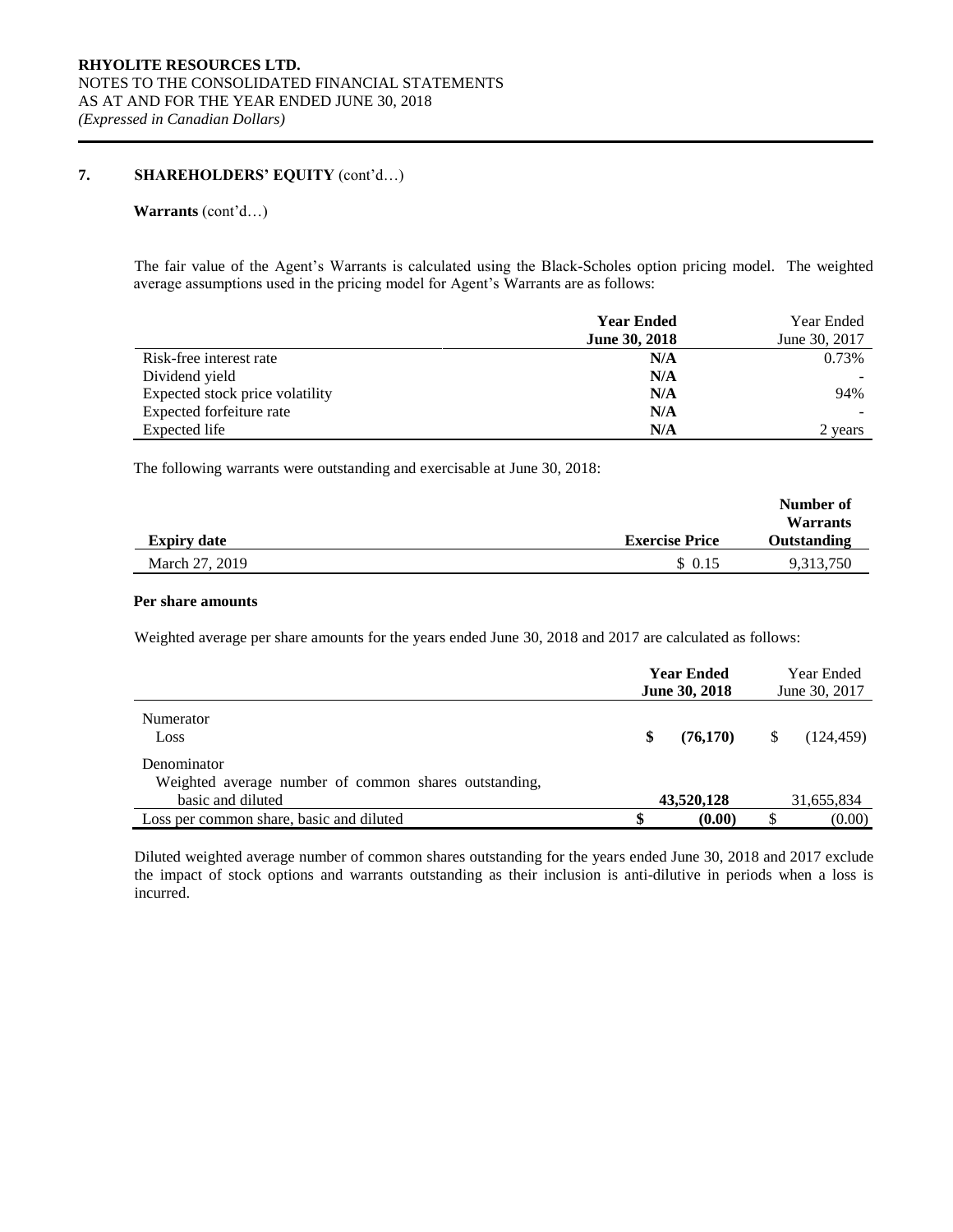**RHYOLITE RESOURCES LTD.**
NOTES TO THE CONSOLIDATED FINANCIAL STATEMENTS
AS AT AND FOR THE YEAR ENDED JUNE 30, 2018
*(Expressed in Canadian Dollars)*

## 7. SHAREHOLDERS' EQUITY (cont'd…)

**Warrants** (cont'd…)

The fair value of the Agent's Warrants is calculated using the Black-Scholes option pricing model. The weighted average assumptions used in the pricing model for Agent's Warrants are as follows:

| | **Year Ended June 30, 2018** | Year Ended June 30, 2017 |
|---|---|---|
| Risk-free interest rate | **N/A** | 0.73% |
| Dividend yield | **N/A** | - |
| Expected stock price volatility | **N/A** | 94% |
| Expected forfeiture rate | **N/A** | - |
| Expected life | **N/A** | 2 years |

The following warrants were outstanding and exercisable at June 30, 2018:

| **Expiry date** | **Exercise Price** | **Number of Warrants Outstanding** |
|---|---|---|
| March 27, 2019 | $ 0.15 | 9,313,750 |

**Per share amounts**

Weighted average per share amounts for the years ended June 30, 2018 and 2017 are calculated as follows:

| | **Year Ended June 30, 2018** | Year Ended June 30, 2017 |
|---|---|---|
| Numerator | | |
| Loss | **$ (76,170)** | $ (124,459) |
| Denominator | | |
| Weighted average number of common shares outstanding, basic and diluted | **43,520,128** | 31,655,834 |
| Loss per common share, basic and diluted | **$ (0.00)** | $ (0.00) |

Diluted weighted average number of common shares outstanding for the years ended June 30, 2018 and 2017 exclude the impact of stock options and warrants outstanding as their inclusion is anti-dilutive in periods when a loss is incurred.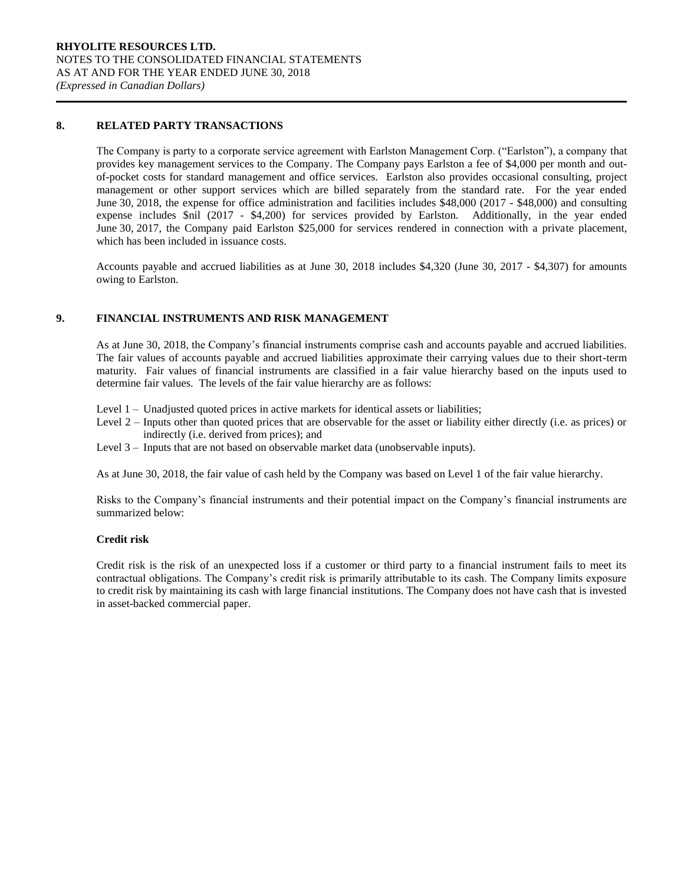## 8. RELATED PARTY TRANSACTIONS

The Company is party to a corporate service agreement with Earlston Management Corp. ("Earlston"), a company that provides key management services to the Company. The Company pays Earlston a fee of $4,000 per month and out-of-pocket costs for standard management and office services. Earlston also provides occasional consulting, project management or other support services which are billed separately from the standard rate. For the year ended June 30, 2018, the expense for office administration and facilities includes $48,000 (2017 - $48,000) and consulting expense includes $nil (2017 - $4,200) for services provided by Earlston. Additionally, in the year ended June 30, 2017, the Company paid Earlston $25,000 for services rendered in connection with a private placement, which has been included in issuance costs.

Accounts payable and accrued liabilities as at June 30, 2018 includes $4,320 (June 30, 2017 - $4,307) for amounts owing to Earlston.

## 9. FINANCIAL INSTRUMENTS AND RISK MANAGEMENT

As at June 30, 2018, the Company's financial instruments comprise cash and accounts payable and accrued liabilities. The fair values of accounts payable and accrued liabilities approximate their carrying values due to their short-term maturity. Fair values of financial instruments are classified in a fair value hierarchy based on the inputs used to determine fair values. The levels of the fair value hierarchy are as follows:

- Level 1 – Unadjusted quoted prices in active markets for identical assets or liabilities;
- Level 2 – Inputs other than quoted prices that are observable for the asset or liability either directly (i.e. as prices) or indirectly (i.e. derived from prices); and
- Level 3 – Inputs that are not based on observable market data (unobservable inputs).

As at June 30, 2018, the fair value of cash held by the Company was based on Level 1 of the fair value hierarchy.

Risks to the Company's financial instruments and their potential impact on the Company's financial instruments are summarized below:

**Credit risk**

Credit risk is the risk of an unexpected loss if a customer or third party to a financial instrument fails to meet its contractual obligations. The Company's credit risk is primarily attributable to its cash. The Company limits exposure to credit risk by maintaining its cash with large financial institutions. The Company does not have cash that is invested in asset-backed commercial paper.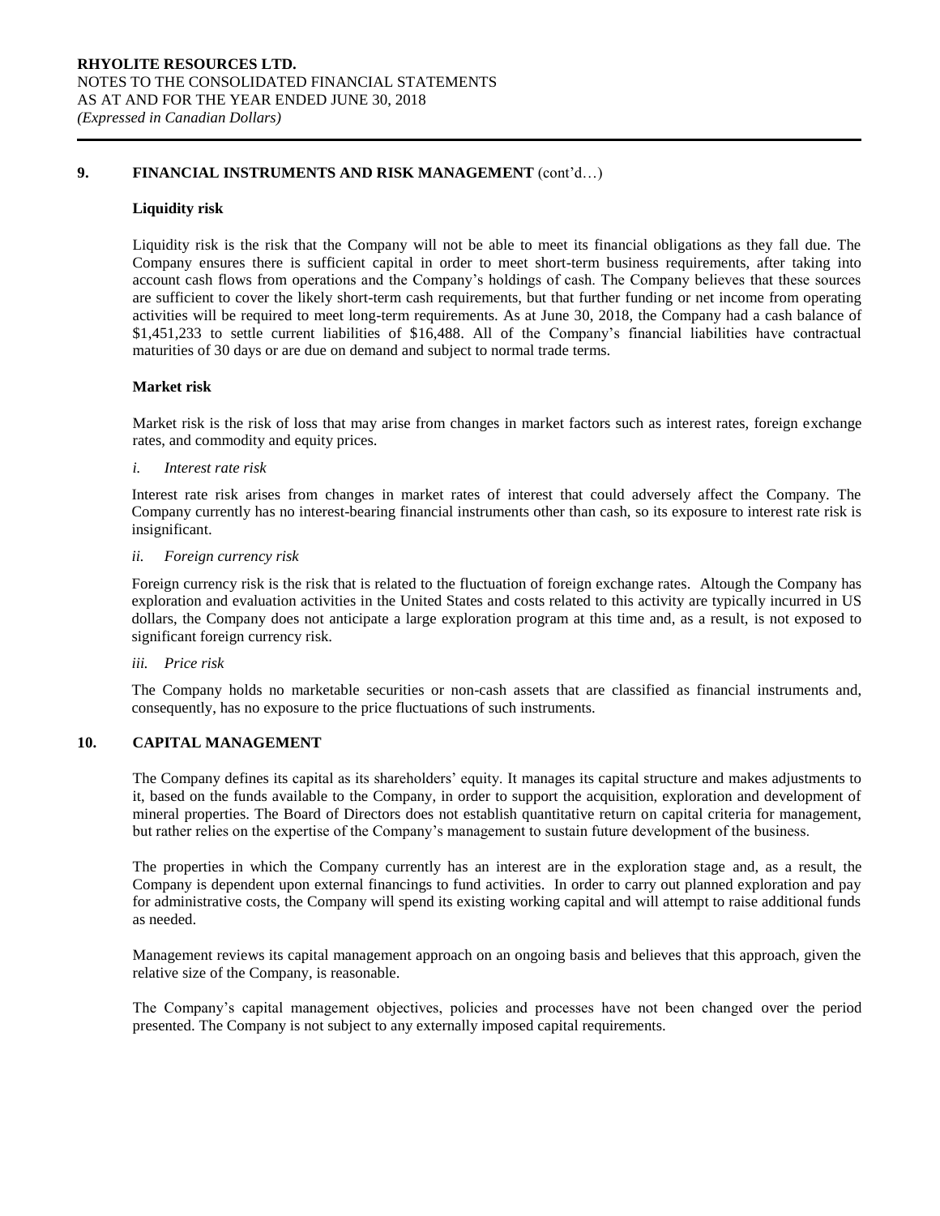## 9. FINANCIAL INSTRUMENTS AND RISK MANAGEMENT (cont'd…)

### Liquidity risk

Liquidity risk is the risk that the Company will not be able to meet its financial obligations as they fall due. The Company ensures there is sufficient capital in order to meet short-term business requirements, after taking into account cash flows from operations and the Company's holdings of cash. The Company believes that these sources are sufficient to cover the likely short-term cash requirements, but that further funding or net income from operating activities will be required to meet long-term requirements. As at June 30, 2018, the Company had a cash balance of $1,451,233 to settle current liabilities of $16,488. All of the Company's financial liabilities have contractual maturities of 30 days or are due on demand and subject to normal trade terms.

### Market risk

Market risk is the risk of loss that may arise from changes in market factors such as interest rates, foreign exchange rates, and commodity and equity prices.

*i. Interest rate risk*

Interest rate risk arises from changes in market rates of interest that could adversely affect the Company. The Company currently has no interest-bearing financial instruments other than cash, so its exposure to interest rate risk is insignificant.

*ii. Foreign currency risk*

Foreign currency risk is the risk that is related to the fluctuation of foreign exchange rates. Altough the Company has exploration and evaluation activities in the United States and costs related to this activity are typically incurred in US dollars, the Company does not anticipate a large exploration program at this time and, as a result, is not exposed to significant foreign currency risk.

*iii. Price risk*

The Company holds no marketable securities or non-cash assets that are classified as financial instruments and, consequently, has no exposure to the price fluctuations of such instruments.

## 10. CAPITAL MANAGEMENT

The Company defines its capital as its shareholders' equity. It manages its capital structure and makes adjustments to it, based on the funds available to the Company, in order to support the acquisition, exploration and development of mineral properties. The Board of Directors does not establish quantitative return on capital criteria for management, but rather relies on the expertise of the Company's management to sustain future development of the business.

The properties in which the Company currently has an interest are in the exploration stage and, as a result, the Company is dependent upon external financings to fund activities. In order to carry out planned exploration and pay for administrative costs, the Company will spend its existing working capital and will attempt to raise additional funds as needed.

Management reviews its capital management approach on an ongoing basis and believes that this approach, given the relative size of the Company, is reasonable.

The Company's capital management objectives, policies and processes have not been changed over the period presented. The Company is not subject to any externally imposed capital requirements.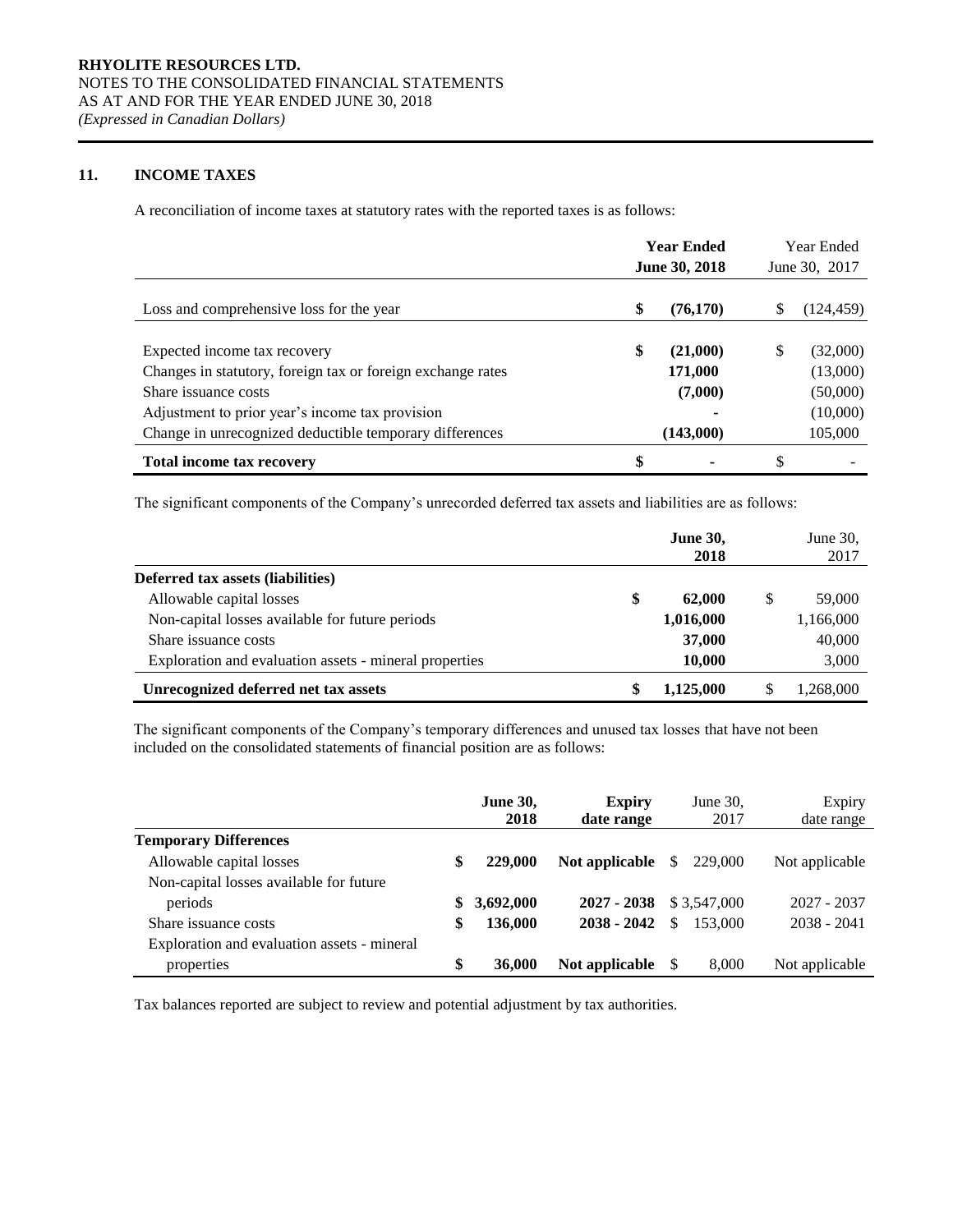## 11. INCOME TAXES

A reconciliation of income taxes at statutory rates with the reported taxes is as follows:

| | Year Ended June 30, 2018 | Year Ended June 30, 2017 |
|---|---|---|
| Loss and comprehensive loss for the year | $ (76,170) | $ (124,459) |
| Expected income tax recovery | $ (21,000) | $ (32,000) |
| Changes in statutory, foreign tax or foreign exchange rates | 171,000 | (13,000) |
| Share issuance costs | (7,000) | (50,000) |
| Adjustment to prior year's income tax provision | - | (10,000) |
| Change in unrecognized deductible temporary differences | (143,000) | 105,000 |
| **Total income tax recovery** | $ - | $ - |

The significant components of the Company's unrecorded deferred tax assets and liabilities are as follows:

| | June 30, 2018 | June 30, 2017 |
|---|---|---|
| **Deferred tax assets (liabilities)** | | |
| Allowable capital losses | $ 62,000 | $ 59,000 |
| Non-capital losses available for future periods | 1,016,000 | 1,166,000 |
| Share issuance costs | 37,000 | 40,000 |
| Exploration and evaluation assets - mineral properties | 10,000 | 3,000 |
| **Unrecognized deferred net tax assets** | $ 1,125,000 | $ 1,268,000 |

The significant components of the Company's temporary differences and unused tax losses that have not been included on the consolidated statements of financial position are as follows:

| | June 30, 2018 | Expiry date range | June 30, 2017 | Expiry date range |
|---|---|---|---|---|
| **Temporary Differences** | | | | |
| Allowable capital losses | $ 229,000 | Not applicable | $ 229,000 | Not applicable |
| Non-capital losses available for future periods | $ 3,692,000 | 2027 - 2038 | $ 3,547,000 | 2027 - 2037 |
| Share issuance costs | $ 136,000 | 2038 - 2042 | $ 153,000 | 2038 - 2041 |
| Exploration and evaluation assets - mineral properties | $ 36,000 | Not applicable | $ 8,000 | Not applicable |

Tax balances reported are subject to review and potential adjustment by tax authorities.